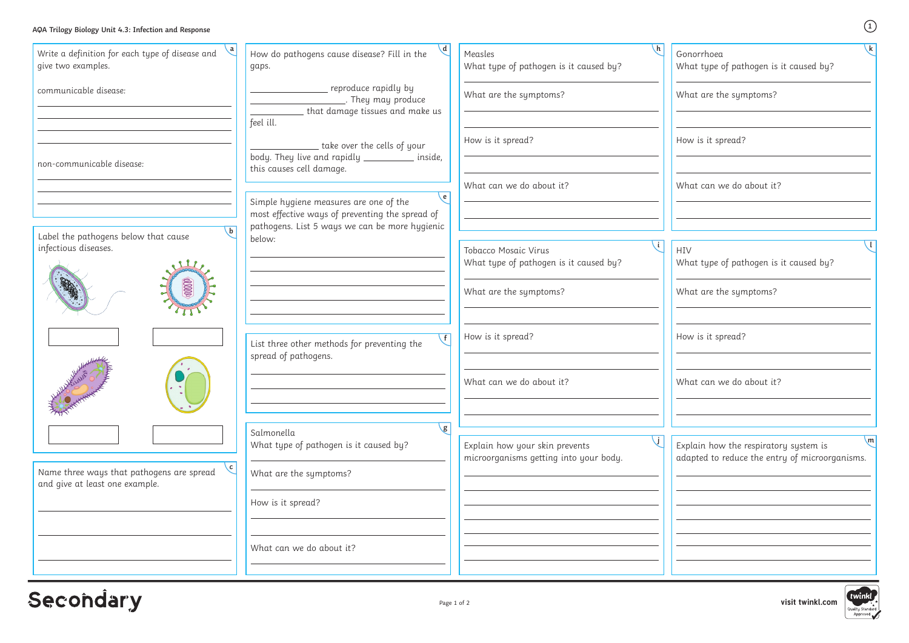# AQA Trilogy Biology Unit 4.3: Infection and Response

**a**

Write a definition for each type of disease and give two examples.

communicable disease:

______________________________

______________________________

______________________________

______________________________

non-communicable disease:

______________________________

______________________________

______________________________

**b**

Label the pathogens below that cause infectious diseases.

[ ] [ ]

[ ] [ ]

**c**

Name three ways that pathogens are spread and give at least one example.

______________________________

______________________________

______________________________

**d**

How do pathogens cause disease? Fill in the gaps.

____________ reproduce rapidly by ______________. They may produce ____________ that damage tissues and make us feel ill.

____________ take over the cells of your body. They live and rapidly __________ inside, this causes cell damage.

**e**

Simple hygiene measures are one of the most effective ways of preventing the spread of pathogens. List 5 ways we can be more hygienic below:

______________________________

______________________________

______________________________

______________________________

______________________________

**f**

List three other methods for preventing the spread of pathogens.

______________________________

______________________________

______________________________

**g**

Salmonella

What type of pathogen is it caused by?

______________________________

What are the symptoms?

______________________________

How is it spread?

______________________________

______________________________

What can we do about it?

______________________________

**h**

Measles

What type of pathogen is it caused by?

______________________________

What are the symptoms?

______________________________

______________________________

How is it spread?

______________________________

______________________________

What can we do about it?

______________________________

______________________________

**i**

Tobacco Mosaic Virus

What type of pathogen is it caused by?

______________________________

What are the symptoms?

______________________________

______________________________

How is it spread?

______________________________

______________________________

What can we do about it?

______________________________

______________________________

**j**

Explain how your skin prevents microorganisms getting into your body.

______________________________

______________________________

______________________________

______________________________

______________________________

______________________________

______________________________

**k**

Gonorrhoea

What type of pathogen is it caused by?

______________________________

What are the symptoms?

______________________________

______________________________

How is it spread?

______________________________

______________________________

What can we do about it?

______________________________

______________________________

**l**

HIV

What type of pathogen is it caused by?

______________________________

What are the symptoms?

______________________________

______________________________

How is it spread?

______________________________

______________________________

What can we do about it?

______________________________

______________________________

**m**

Explain how the respiratory system is adapted to reduce the entry of microorganisms.

______________________________

______________________________

______________________________

______________________________

______________________________

______________________________

______________________________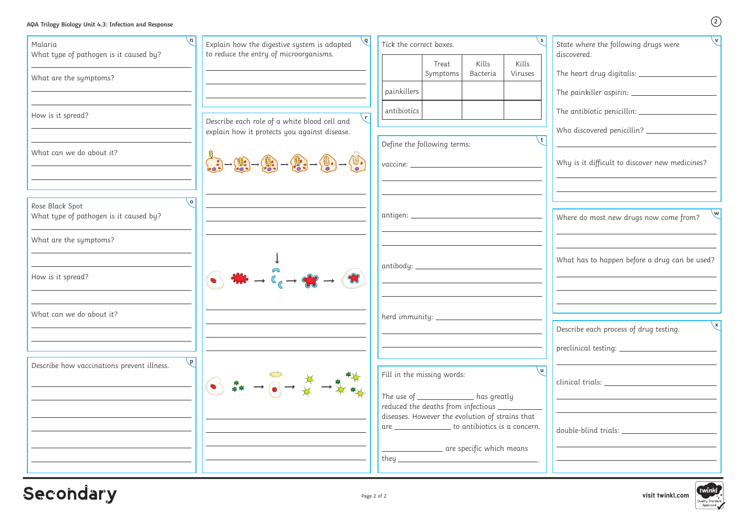**AQA Trilogy Biology Unit 4.3: Infection and Response**

**n**

Malaria

What type of pathogen is it caused by?

What are the symptoms?

How is it spread?

What can we do about it?

**o**

Rose Black Spot

What type of pathogen is it caused by?

What are the symptoms?

How is it spread?

What can we do about it?

**p**

Describe how vaccinations prevent illness.

**q**

Explain how the digestive system is adapted to reduce the entry of microorganisms.

**r**

Describe each role of a white blood cell and explain how it protects you against disease.

**s**

Tick the correct boxes.

| | Treat Symptoms | Kills Bacteria | Kills Viruses |
|---|---|---|---|
| painkillers | | | |
| antibiotics | | | |

**t**

Define the following terms:

vaccine:

antigen:

antibody:

herd immunity:

**u**

Fill in the missing words:

The use of ____________ has greatly reduced the deaths from infectious ____________ diseases. However the evolution of strains that are ____________ to antibiotics is a concern.

____________ are specific which means they ____________.

**v**

State where the following drugs were discovered.

The heart drug digitalis:

The painkiller aspirin:

The antibiotic penicillin:

Who discovered penicillin?

Why is it difficult to discover new medicines?

**w**

Where do most new drugs now come from?

What has to happen before a drug can be used?

**x**

Describe each process of drug testing.

preclinical testing:

clinical trials:

double-blind trials: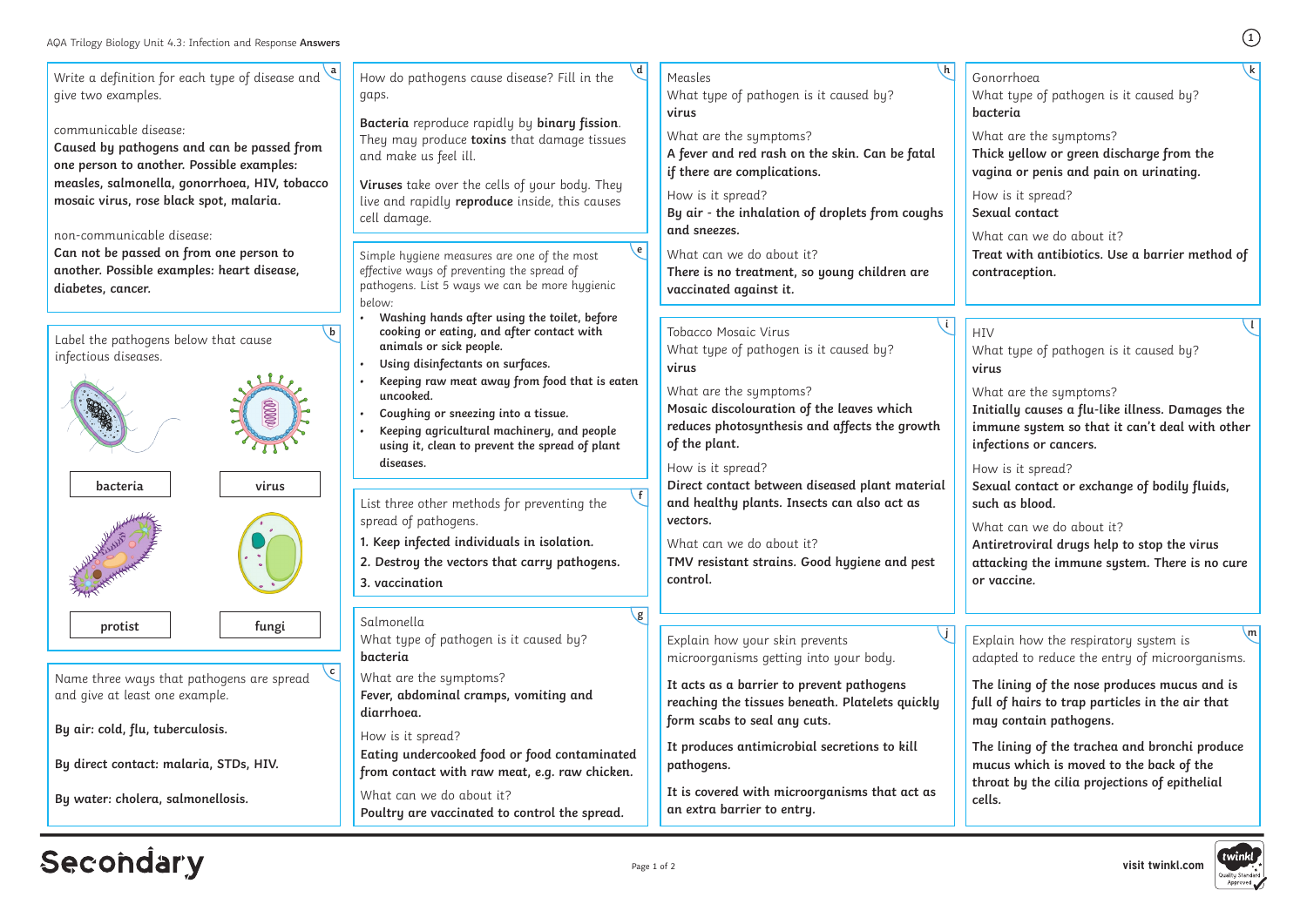# AQA Trilogy Biology Unit 4.3: Infection and Response **Answers**

## a

Write a definition for each type of disease and give two examples.

communicable disease:
**Caused by pathogens and can be passed from one person to another. Possible examples: measles, salmonella, gonorrhoea, HIV, tobacco mosaic virus, rose black spot, malaria.**

non-communicable disease:
**Can not be passed on from one person to another. Possible examples: heart disease, diabetes, cancer.**

## b

Label the pathogens below that cause infectious diseases.

| | |
|---|---|
| **bacteria** | **virus** |
| **protist** | **fungi** |

## c

Name three ways that pathogens are spread and give at least one example.

**By air: cold, flu, tuberculosis.**

**By direct contact: malaria, STDs, HIV.**

**By water: cholera, salmonellosis.**

## d

How do pathogens cause disease? Fill in the gaps.

**Bacteria** reproduce rapidly by **binary fission**. They may produce **toxins** that damage tissues and make us feel ill.

**Viruses** take over the cells of your body. They live and rapidly **reproduce** inside, this causes cell damage.

## e

Simple hygiene measures are one of the most effective ways of preventing the spread of pathogens. List 5 ways we can be more hygienic below:

- **Washing hands after using the toilet, before cooking or eating, and after contact with animals or sick people.**
- **Using disinfectants on surfaces.**
- **Keeping raw meat away from food that is eaten uncooked.**
- **Coughing or sneezing into a tissue.**
- **Keeping agricultural machinery, and people using it, clean to prevent the spread of plant diseases.**

## f

List three other methods for preventing the spread of pathogens.

1. **Keep infected individuals in isolation.**
2. **Destroy the vectors that carry pathogens.**
3. **vaccination**

## g

Salmonella
What type of pathogen is it caused by?
**bacteria**

What are the symptoms?
**Fever, abdominal cramps, vomiting and diarrhoea.**

How is it spread?
**Eating undercooked food or food contaminated from contact with raw meat, e.g. raw chicken.**

What can we do about it?
**Poultry are vaccinated to control the spread.**

## h

Measles
What type of pathogen is it caused by?
**virus**

What are the symptoms?
**A fever and red rash on the skin. Can be fatal if there are complications.**

How is it spread?
**By air - the inhalation of droplets from coughs and sneezes.**

What can we do about it?
**There is no treatment, so young children are vaccinated against it.**

## i

Tobacco Mosaic Virus
What type of pathogen is it caused by?
**virus**

What are the symptoms?
**Mosaic discolouration of the leaves which reduces photosynthesis and affects the growth of the plant.**

How is it spread?
**Direct contact between diseased plant material and healthy plants. Insects can also act as vectors.**

What can we do about it?
**TMV resistant strains. Good hygiene and pest control.**

## j

Explain how your skin prevents microorganisms getting into your body.

**It acts as a barrier to prevent pathogens reaching the tissues beneath. Platelets quickly form scabs to seal any cuts.**

**It produces antimicrobial secretions to kill pathogens.**

**It is covered with microorganisms that act as an extra barrier to entry.**

## k

Gonorrhoea
What type of pathogen is it caused by?
**bacteria**

What are the symptoms?
**Thick yellow or green discharge from the vagina or penis and pain on urinating.**

How is it spread?
**Sexual contact**

What can we do about it?
**Treat with antibiotics. Use a barrier method of contraception.**

## l

HIV
What type of pathogen is it caused by?
**virus**

What are the symptoms?
**Initially causes a flu-like illness. Damages the immune system so that it can't deal with other infections or cancers.**

How is it spread?
**Sexual contact or exchange of bodily fluids, such as blood.**

What can we do about it?
**Antiretroviral drugs help to stop the virus attacking the immune system. There is no cure or vaccine.**

## m

Explain how the respiratory system is adapted to reduce the entry of microorganisms.

**The lining of the nose produces mucus and is full of hairs to trap particles in the air that may contain pathogens.**

**The lining of the trachea and bronchi produce mucus which is moved to the back of the throat by the cilia projections of epithelial cells.**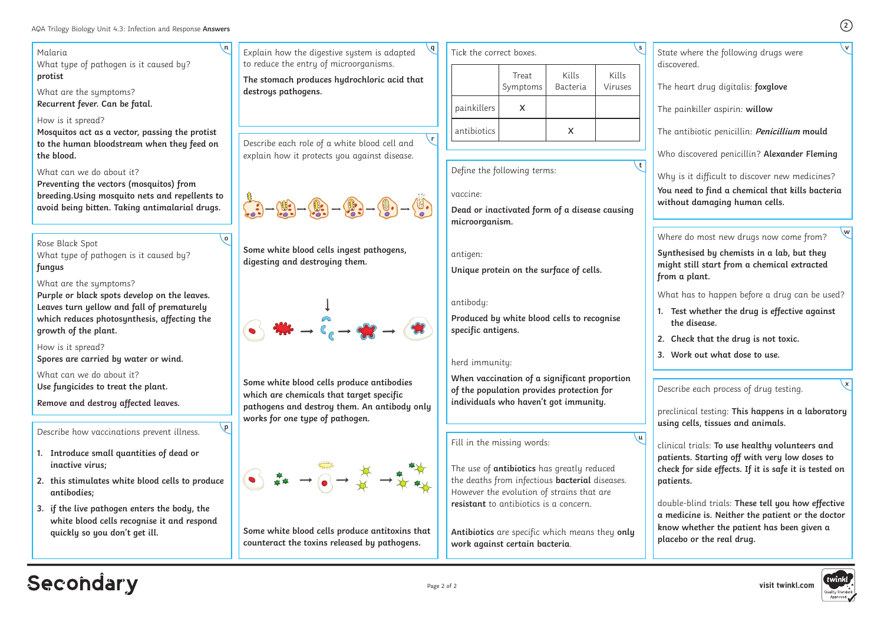AQA Trilogy Biology Unit 4.3: Infection and Response **Answers**

**n**

Malaria

What type of pathogen is it caused by?
**protist**

What are the symptoms?
**Recurrent fever. Can be fatal.**

How is it spread?
**Mosquitos act as a vector, passing the protist to the human bloodstream when they feed on the blood.**

What can we do about it?
**Preventing the vectors (mosquitos) from breeding.Using mosquito nets and repellents to avoid being bitten. Taking antimalarial drugs.**

**o**

Rose Black Spot

What type of pathogen is it caused by?
**fungus**

What are the symptoms?
**Purple or black spots develop on the leaves. Leaves turn yellow and fall of prematurely which reduces photosynthesis, affecting the growth of the plant.**

How is it spread?
**Spores are carried by water or wind.**

What can we do about it?
**Use fungicides to treat the plant.**

**Remove and destroy affected leaves.**

**p**

Describe how vaccinations prevent illness.

1. **Introduce small quantities of dead or inactive virus;**
2. **this stimulates white blood cells to produce antibodies;**
3. **if the live pathogen enters the body, the white blood cells recognise it and respond quickly so you don't get ill.**

**q**

Explain how the digestive system is adapted to reduce the entry of microorganisms.

**The stomach produces hydrochloric acid that destroys pathogens.**

**r**

Describe each role of a white blood cell and explain how it protects you against disease.

**Some white blood cells ingest pathogens, digesting and destroying them.**

**Some white blood cells produce antibodies which are chemicals that target specific pathogens and destroy them. An antibody only works for one type of pathogen.**

**Some white blood cells produce antitoxins that counteract the toxins released by pathogens.**

**s**

Tick the correct boxes.

| | Treat Symptoms | Kills Bacteria | Kills Viruses |
|---|---|---|---|
| painkillers | X | | |
| antibiotics | | X | |

**t**

Define the following terms:

vaccine:
**Dead or inactivated form of a disease causing microorganism.**

antigen:
**Unique protein on the surface of cells.**

antibody:
**Produced by white blood cells to recognise specific antigens.**

herd immunity:
**When vaccination of a significant proportion of the population provides protection for individuals who haven't got immunity.**

**u**

Fill in the missing words:

The use of **antibiotics** has greatly reduced the deaths from infectious **bacterial** diseases. However the evolution of strains that are **resistant** to antibiotics is a concern.

**Antibiotics** are specific which means they **only work against certain bacteria**.

**v**

State where the following drugs were discovered.

The heart drug digitalis: **foxglove**

The painkiller aspirin: **willow**

The antibiotic penicillin: ***Penicillium* mould**

Who discovered penicillin? **Alexander Fleming**

Why is it difficult to discover new medicines?
**You need to find a chemical that kills bacteria without damaging human cells.**

**w**

Where do most new drugs now come from?
**Synthesised by chemists in a lab, but they might still start from a chemical extracted from a plant.**

What has to happen before a drug can be used?

1. **Test whether the drug is effective against the disease.**
2. **Check that the drug is not toxic.**
3. **Work out what dose to use.**

**x**

Describe each process of drug testing.

preclinical testing: **This happens in a laboratory using cells, tissues and animals.**

clinical trials: **To use healthy volunteers and patients. Starting off with very low doses to check for side effects. If it is safe it is tested on patients.**

double-blind trials: **These tell you how effective a medicine is. Neither the patient or the doctor know whether the patient has been given a placebo or the real drug.**